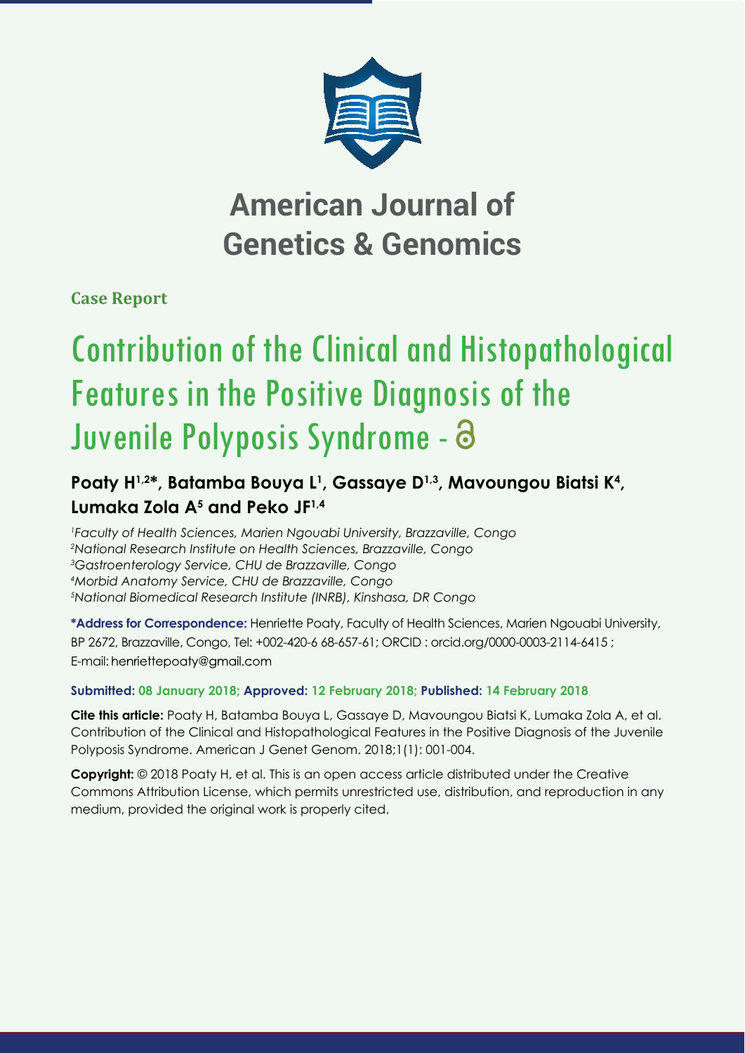# American Journal of Genetics & Genomics

**Case Report**

# Contribution of the Clinical and Histopathological Features in the Positive Diagnosis of the Juvenile Polyposis Syndrome -

**Poaty H[1,2]\*, Batamba Bouya L[1], Gassaye D[1,3], Mavoungou Biatsi K[4], Lumaka Zola A[5] and Peko JF[1,4]**

*[1]Faculty of Health Sciences, Marien Ngouabi University, Brazzaville, Congo*
*[2]National Research Institute on Health Sciences, Brazzaville, Congo*
*[3]Gastroenterology Service, CHU de Brazzaville, Congo*
*[4]Morbid Anatomy Service, CHU de Brazzaville, Congo*
*[5]National Biomedical Research Institute (INRB), Kinshasa, DR Congo*

**\*Address for Correspondence:** Henriette Poaty, Faculty of Health Sciences, Marien Ngouabi University, BP 2672, Brazzaville, Congo, Tel: +002-420-6 68-657-61; ORCID : orcid.org/0000-0003-2114-6415 ; E-mail: henriettepoaty@gmail.com

**Submitted: 08 January 2018; Approved: 12 February 2018; Published: 14 February 2018**

**Cite this article:** Poaty H, Batamba Bouya L, Gassaye D, Mavoungou Biatsi K, Lumaka Zola A, et al. Contribution of the Clinical and Histopathological Features in the Positive Diagnosis of the Juvenile Polyposis Syndrome. American J Genet Genom. 2018;1(1): 001-004.

**Copyright:** © 2018 Poaty H, et al. This is an open access article distributed under the Creative Commons Attribution License, which permits unrestricted use, distribution, and reproduction in any medium, provided the original work is properly cited.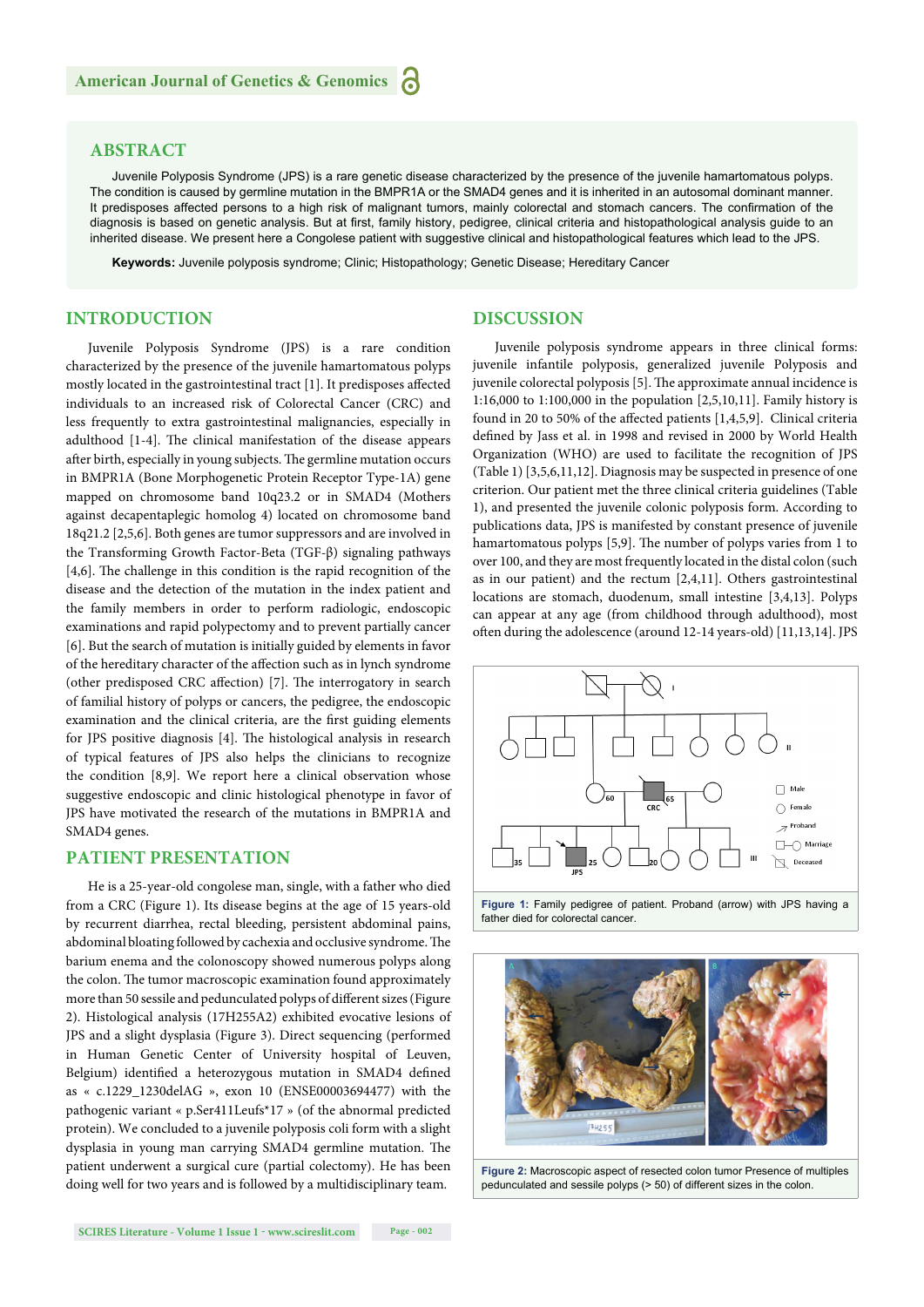## ABSTRACT

Juvenile Polyposis Syndrome (JPS) is a rare genetic disease characterized by the presence of the juvenile hamartomatous polyps. The condition is caused by germline mutation in the BMPR1A or the SMAD4 genes and it is inherited in an autosomal dominant manner. It predisposes affected persons to a high risk of malignant tumors, mainly colorectal and stomach cancers. The confirmation of the diagnosis is based on genetic analysis. But at first, family history, pedigree, clinical criteria and histopathological analysis guide to an inherited disease. We present here a Congolese patient with suggestive clinical and histopathological features which lead to the JPS.

**Keywords:** Juvenile polyposis syndrome; Clinic; Histopathology; Genetic Disease; Hereditary Cancer

## INTRODUCTION

Juvenile Polyposis Syndrome (JPS) is a rare condition characterized by the presence of the juvenile hamartomatous polyps mostly located in the gastrointestinal tract [1]. It predisposes affected individuals to an increased risk of Colorectal Cancer (CRC) and less frequently to extra gastrointestinal malignancies, especially in adulthood [1-4]. The clinical manifestation of the disease appears after birth, especially in young subjects. The germline mutation occurs in BMPR1A (Bone Morphogenetic Protein Receptor Type-1A) gene mapped on chromosome band 10q23.2 or in SMAD4 (Mothers against decapentaplegic homolog 4) located on chromosome band 18q21.2 [2,5,6]. Both genes are tumor suppressors and are involved in the Transforming Growth Factor-Beta (TGF-β) signaling pathways [4,6]. The challenge in this condition is the rapid recognition of the disease and the detection of the mutation in the index patient and the family members in order to perform radiologic, endoscopic examinations and rapid polypectomy and to prevent partially cancer [6]. But the search of mutation is initially guided by elements in favor of the hereditary character of the affection such as in lynch syndrome (other predisposed CRC affection) [7]. The interrogatory in search of familial history of polyps or cancers, the pedigree, the endoscopic examination and the clinical criteria, are the first guiding elements for JPS positive diagnosis [4]. The histological analysis in research of typical features of JPS also helps the clinicians to recognize the condition [8,9]. We report here a clinical observation whose suggestive endoscopic and clinic histological phenotype in favor of JPS have motivated the research of the mutations in BMPR1A and SMAD4 genes.

## PATIENT PRESENTATION

He is a 25-year-old congolese man, single, with a father who died from a CRC (Figure 1). Its disease begins at the age of 15 years-old by recurrent diarrhea, rectal bleeding, persistent abdominal pains, abdominal bloating followed by cachexia and occlusive syndrome. The barium enema and the colonoscopy showed numerous polyps along the colon. The tumor macroscopic examination found approximately more than 50 sessile and pedunculated polyps of different sizes (Figure 2). Histological analysis (17H255A2) exhibited evocative lesions of JPS and a slight dysplasia (Figure 3). Direct sequencing (performed in Human Genetic Center of University hospital of Leuven, Belgium) identified a heterozygous mutation in SMAD4 defined as « c.1229_1230delAG », exon 10 (ENSE00003694477) with the pathogenic variant « p.Ser411Leufs*17 » (of the abnormal predicted protein). We concluded to a juvenile polyposis coli form with a slight dysplasia in young man carrying SMAD4 germline mutation. The patient underwent a surgical cure (partial colectomy). He has been doing well for two years and is followed by a multidisciplinary team.

## DISCUSSION

Juvenile polyposis syndrome appears in three clinical forms: juvenile infantile polyposis, generalized juvenile Polyposis and juvenile colorectal polyposis [5]. The approximate annual incidence is 1:16,000 to 1:100,000 in the population [2,5,10,11]. Family history is found in 20 to 50% of the affected patients [1,4,5,9]. Clinical criteria defined by Jass et al. in 1998 and revised in 2000 by World Health Organization (WHO) are used to facilitate the recognition of JPS (Table 1) [3,5,6,11,12]. Diagnosis may be suspected in presence of one criterion. Our patient met the three clinical criteria guidelines (Table 1), and presented the juvenile colonic polyposis form. According to publications data, JPS is manifested by constant presence of juvenile hamartomatous polyps [5,9]. The number of polyps varies from 1 to over 100, and they are most frequently located in the distal colon (such as in our patient) and the rectum [2,4,11]. Others gastrointestinal locations are stomach, duodenum, small intestine [3,4,13]. Polyps can appear at any age (from childhood through adulthood), most often during the adolescence (around 12-14 years-old) [11,13,14]. JPS

Figure 1: Family pedigree of patient. Proband (arrow) with JPS having a father died for colorectal cancer.

Figure 2: Macroscopic aspect of resected colon tumor Presence of multiples pedunculated and sessile polyps (> 50) of different sizes in the colon.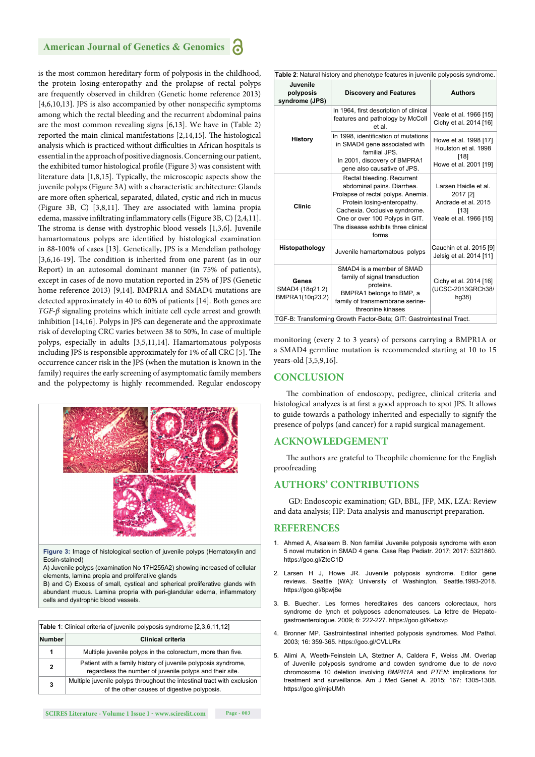is the most common hereditary form of polyposis in the childhood, the protein losing-enteropathy and the prolapse of rectal polyps are frequently observed in children (Genetic home reference 2013) [4,6,10,13]. JPS is also accompanied by other nonspecific symptoms among which the rectal bleeding and the recurrent abdominal pains are the most common revealing signs [6,13]. We have in (Table 2) reported the main clinical manifestations [2,14,15]. The histological analysis which is practiced without difficulties in African hospitals is essential in the approach of positive diagnosis. Concerning our patient, the exhibited tumor histological profile (Figure 3) was consistent with literature data [1,8,15]. Typically, the microscopic aspects show the juvenile polyps (Figure 3A) with a characteristic architecture: Glands are more often spherical, separated, dilated, cystic and rich in mucus (Figure 3B, C) [3,8,11]. They are associated with lamina propia edema, massive infiltrating inflammatory cells (Figure 3B, C) [2,4,11]. The stroma is dense with dystrophic blood vessels [1,3,6]. Juvenile hamartomatous polyps are identified by histological examination in 88-100% of cases [13]. Genetically, JPS is a Mendelian pathology [3,6,16-19]. The condition is inherited from one parent (as in our Report) in an autosomal dominant manner (in 75% of patients), except in cases of de novo mutation reported in 25% of JPS (Genetic home reference 2013) [9,14]. BMPR1A and SMAD4 mutations are detected approximately in 40 to 60% of patients [14]. Both genes are *TGF-β* signaling proteins which initiate cell cycle arrest and growth inhibition [14,16]. Polyps in JPS can degenerate and the approximate risk of developing CRC varies between 38 to 50%, In case of multiple polyps, especially in adults [3,5,11,14]. Hamartomatous polyposis including JPS is responsible approximately for 1% of all CRC [5]. The occurrence cancer risk in the JPS (when the mutation is known in the family) requires the early screening of asymptomatic family members and the polypectomy is highly recommended. Regular endoscopy monitoring (every 2 to 3 years) of persons carrying a BMPR1A or a SMAD4 germline mutation is recommended starting at 10 to 15 years-old [3,5,9,16].

**Figure 3:** Image of histological section of juvenile polyps (Hematoxylin and Eosin-stained)
A) Juvenile polyps (examination No 17H255A2) showing increased of cellular elements, lamina propia and proliferative glands
B) and C) Excess of small, cystical and spherical proliferative glands with abundant mucus. Lamina propria with peri-glandular edema, inflammatory cells and dystrophic blood vessels.

**Table 1**: Clinical criteria of juvenile polyposis syndrome [2,3,6,11,12]

| Number | Clinical criteria |
|---|---|
| 1 | Multiple juvenile polyps in the colorectum, more than five. |
| 2 | Patient with a family history of juvenile polyposis syndrome, regardless the number of juvenile polyps and their site. |
| 3 | Multiple juvenile polyps throughout the intestinal tract with exclusion of the other causes of digestive polyposis. |

**Table 2**: Natural history and phenotype features in juvenile polyposis syndrome.

| Juvenile polyposis syndrome (JPS) | Discovery and Features | Authors |
|---|---|---|
| History | In 1964, first description of clinical features and pathology by McColl et al. | Veale et al. 1966 [15] Cichy et al. 2014 [16] |
| | In 1998, identification of mutations in SMAD4 gene associated with familial JPS. In 2001, discovery of BMPRA1 gene also causative of JPS. | Howe et al. 1998 [17] Houlston et al. 1998 [18] Howe et al. 2001 [19] |
| Clinic | Rectal bleeding. Recurrent abdominal pains. Diarrhea. Prolapse of rectal polyps. Anemia. Protein losing-enteropathy. Cachexia. Occlusive syndrome. One or over 100 Polyps in GIT. The disease exhibits three clinical forms | Larsen Haidle et al. 2017 [2] Andrade et al. 2015 [13] Veale et al. 1966 [15] |
| Histopathology | Juvenile hamartomatous polyps | Cauchin et al. 2015 [9] Jelsig et al. 2014 [11] |
| Genes SMAD4 (18q21.2) BMPRA1(10q23.2) | SMAD4 is a member of SMAD family of signal transduction proteins. BMPRA1 belongs to BMP, a family of transmembrane serine-threonine kinases | Cichy et al. 2014 [16] (UCSC-2013GRCh38/hg38) |

TGF-B: Transforming Growth Factor-Beta; GIT: Gastrointestinal Tract.

## CONCLUSION

The combination of endoscopy, pedigree, clinical criteria and histological analyzes is at first a good approach to spot JPS. It allows to guide towards a pathology inherited and especially to signify the presence of polyps (and cancer) for a rapid surgical management.

## ACKNOWLEDGEMENT

The authors are grateful to Theophile chomienne for the English proofreading

## AUTHORS' CONTRIBUTIONS

GD: Endoscopic examination; GD, BBL, JFP, MK, LZA: Review and data analysis; HP: Data analysis and manuscript preparation.

## REFERENCES

1. Ahmed A, Alsaleem B. Non familial Juvenile polyposis syndrome with exon 5 novel mutation in SMAD 4 gene. Case Rep Pediatr. 2017; 2017: 5321860. https://goo.gl/ZteC1D
2. Larsen H J, Howe JR. Juvenile polyposis syndrome. Editor gene reviews. Seattle (WA): University of Washington, Seattle.1993-2018. https://goo.gl/8pwj8e
3. B. Buecher. Les formes hereditaires des cancers colorectaux, hors syndrome de lynch et polyposes adenomateuses. La lettre de lHepato-gastroenterologue. 2009; 6: 222-227. https://goo.gl/Kebxvp
4. Bronner MP. Gastrointestinal inherited polyposis syndromes. Mod Pathol. 2003; 16: 359-365. https://goo.gl/CVLURx
5. Alimi A, Weeth-Feinstein LA, Stettner A, Caldera F, Weiss JM. Overlap of Juvenile polyposis syndrome and cowden syndrome due to *de novo* chromosome 10 deletion involving *BMPR1A* and *PTEN*: implications for treatment and surveillance. Am J Med Genet A. 2015; 167: 1305-1308. https://goo.gl/mjeUMh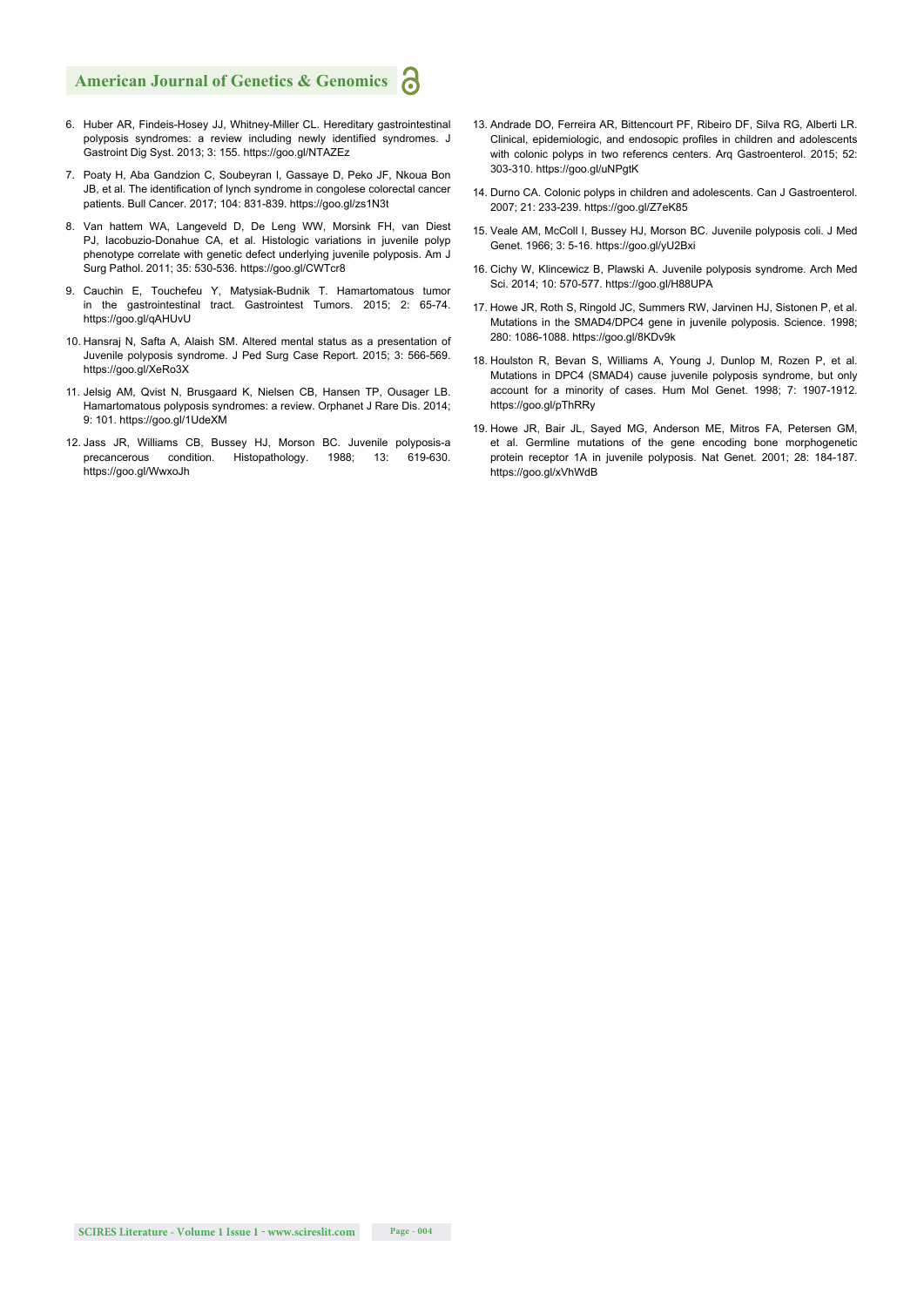6. Huber AR, Findeis-Hosey JJ, Whitney-Miller CL. Hereditary gastrointestinal polyposis syndromes: a review including newly identified syndromes. J Gastroint Dig Syst. 2013; 3: 155. https://goo.gl/NTAZEz

7. Poaty H, Aba Gandzion C, Soubeyran I, Gassaye D, Peko JF, Nkoua Bon JB, et al. The identification of lynch syndrome in congolese colorectal cancer patients. Bull Cancer. 2017; 104: 831-839. https://goo.gl/zs1N3t

8. Van hattem WA, Langeveld D, De Leng WW, Morsink FH, van Diest PJ, Iacobuzio-Donahue CA, et al. Histologic variations in juvenile polyp phenotype correlate with genetic defect underlying juvenile polyposis. Am J Surg Pathol. 2011; 35: 530-536. https://goo.gl/CWTcr8

9. Cauchin E, Touchefeu Y, Matysiak-Budnik T. Hamartomatous tumor in the gastrointestinal tract. Gastrointest Tumors. 2015; 2: 65-74. https://goo.gl/qAHUvU

10. Hansraj N, Safta A, Alaish SM. Altered mental status as a presentation of Juvenile polyposis syndrome. J Ped Surg Case Report. 2015; 3: 566-569. https://goo.gl/XeRo3X

11. Jelsig AM, Qvist N, Brusgaard K, Nielsen CB, Hansen TP, Ousager LB. Hamartomatous polyposis syndromes: a review. Orphanet J Rare Dis. 2014; 9: 101. https://goo.gl/1UdeXM

12. Jass JR, Williams CB, Bussey HJ, Morson BC. Juvenile polyposis-a precancerous condition. Histopathology. 1988; 13: 619-630. https://goo.gl/WwxoJh

13. Andrade DO, Ferreira AR, Bittencourt PF, Ribeiro DF, Silva RG, Alberti LR. Clinical, epidemiologic, and endosopic profiles in children and adolescents with colonic polyps in two referencs centers. Arq Gastroenterol. 2015; 52: 303-310. https://goo.gl/uNPgtK

14. Durno CA. Colonic polyps in children and adolescents. Can J Gastroenterol. 2007; 21: 233-239. https://goo.gl/Z7eK85

15. Veale AM, McColl I, Bussey HJ, Morson BC. Juvenile polyposis coli. J Med Genet. 1966; 3: 5-16. https://goo.gl/yU2Bxi

16. Cichy W, Klincewicz B, Plawski A. Juvenile polyposis syndrome. Arch Med Sci. 2014; 10: 570-577. https://goo.gl/H88UPA

17. Howe JR, Roth S, Ringold JC, Summers RW, Jarvinen HJ, Sistonen P, et al. Mutations in the SMAD4/DPC4 gene in juvenile polyposis. Science. 1998; 280: 1086-1088. https://goo.gl/8KDv9k

18. Houlston R, Bevan S, Williams A, Young J, Dunlop M, Rozen P, et al. Mutations in DPC4 (SMAD4) cause juvenile polyposis syndrome, but only account for a minority of cases. Hum Mol Genet. 1998; 7: 1907-1912. https://goo.gl/pThRRy

19. Howe JR, Bair JL, Sayed MG, Anderson ME, Mitros FA, Petersen GM, et al. Germline mutations of the gene encoding bone morphogenetic protein receptor 1A in juvenile polyposis. Nat Genet. 2001; 28: 184-187. https://goo.gl/xVhWdB